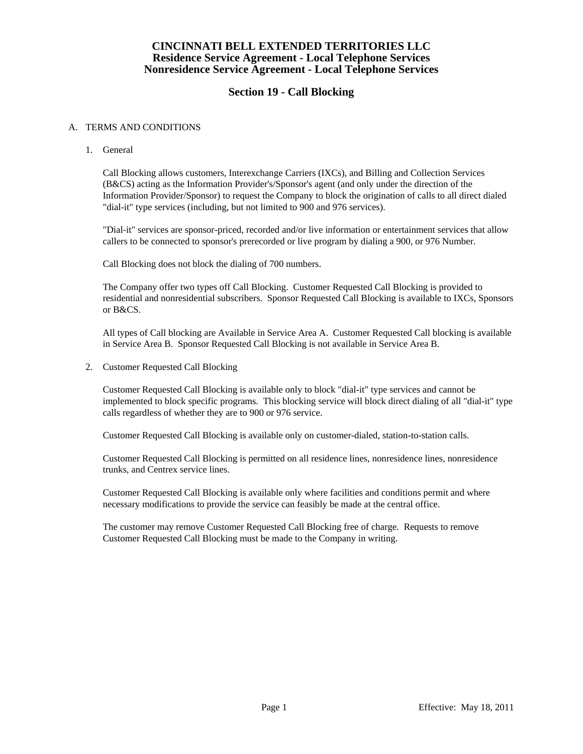# CINCINNATI BELL EXTENDED TERRITORIES LLC
# Residence Service Agreement - Local Telephone Services
# Nonresidence Service Agreement - Local Telephone Services

## Section 19 - Call Blocking

A. TERMS AND CONDITIONS

1. General

   Call Blocking allows customers, Interexchange Carriers (IXCs), and Billing and Collection Services (B&CS) acting as the Information Provider's/Sponsor's agent (and only under the direction of the Information Provider/Sponsor) to request the Company to block the origination of calls to all direct dialed "dial-it" type services (including, but not limited to 900 and 976 services).

   "Dial-it" services are sponsor-priced, recorded and/or live information or entertainment services that allow callers to be connected to sponsor's prerecorded or live program by dialing a 900, or 976 Number.

   Call Blocking does not block the dialing of 700 numbers.

   The Company offer two types off Call Blocking. Customer Requested Call Blocking is provided to residential and nonresidential subscribers. Sponsor Requested Call Blocking is available to IXCs, Sponsors or B&CS.

   All types of Call blocking are Available in Service Area A. Customer Requested Call blocking is available in Service Area B. Sponsor Requested Call Blocking is not available in Service Area B.

2. Customer Requested Call Blocking

   Customer Requested Call Blocking is available only to block "dial-it" type services and cannot be implemented to block specific programs. This blocking service will block direct dialing of all "dial-it" type calls regardless of whether they are to 900 or 976 service.

   Customer Requested Call Blocking is available only on customer-dialed, station-to-station calls.

   Customer Requested Call Blocking is permitted on all residence lines, nonresidence lines, nonresidence trunks, and Centrex service lines.

   Customer Requested Call Blocking is available only where facilities and conditions permit and where necessary modifications to provide the service can feasibly be made at the central office.

   The customer may remove Customer Requested Call Blocking free of charge. Requests to remove Customer Requested Call Blocking must be made to the Company in writing.

Effective: May 18, 2011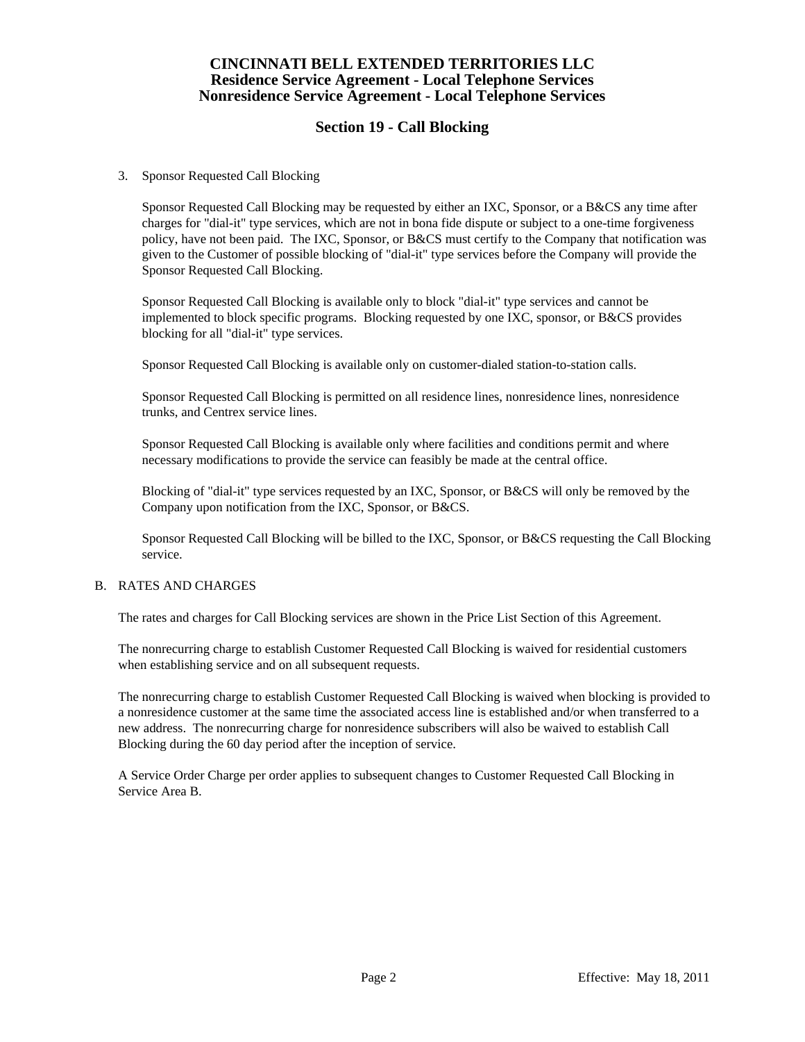3. Sponsor Requested Call Blocking

   Sponsor Requested Call Blocking may be requested by either an IXC, Sponsor, or a B&CS any time after charges for "dial-it" type services, which are not in bona fide dispute or subject to a one-time forgiveness policy, have not been paid. The IXC, Sponsor, or B&CS must certify to the Company that notification was given to the Customer of possible blocking of "dial-it" type services before the Company will provide the Sponsor Requested Call Blocking.

   Sponsor Requested Call Blocking is available only to block "dial-it" type services and cannot be implemented to block specific programs. Blocking requested by one IXC, sponsor, or B&CS provides blocking for all "dial-it" type services.

   Sponsor Requested Call Blocking is available only on customer-dialed station-to-station calls.

   Sponsor Requested Call Blocking is permitted on all residence lines, nonresidence lines, nonresidence trunks, and Centrex service lines.

   Sponsor Requested Call Blocking is available only where facilities and conditions permit and where necessary modifications to provide the service can feasibly be made at the central office.

   Blocking of "dial-it" type services requested by an IXC, Sponsor, or B&CS will only be removed by the Company upon notification from the IXC, Sponsor, or B&CS.

   Sponsor Requested Call Blocking will be billed to the IXC, Sponsor, or B&CS requesting the Call Blocking service.

B. RATES AND CHARGES

The rates and charges for Call Blocking services are shown in the Price List Section of this Agreement.

The nonrecurring charge to establish Customer Requested Call Blocking is waived for residential customers when establishing service and on all subsequent requests.

The nonrecurring charge to establish Customer Requested Call Blocking is waived when blocking is provided to a nonresidence customer at the same time the associated access line is established and/or when transferred to a new address. The nonrecurring charge for nonresidence subscribers will also be waived to establish Call Blocking during the 60 day period after the inception of service.

A Service Order Charge per order applies to subsequent changes to Customer Requested Call Blocking in Service Area B.